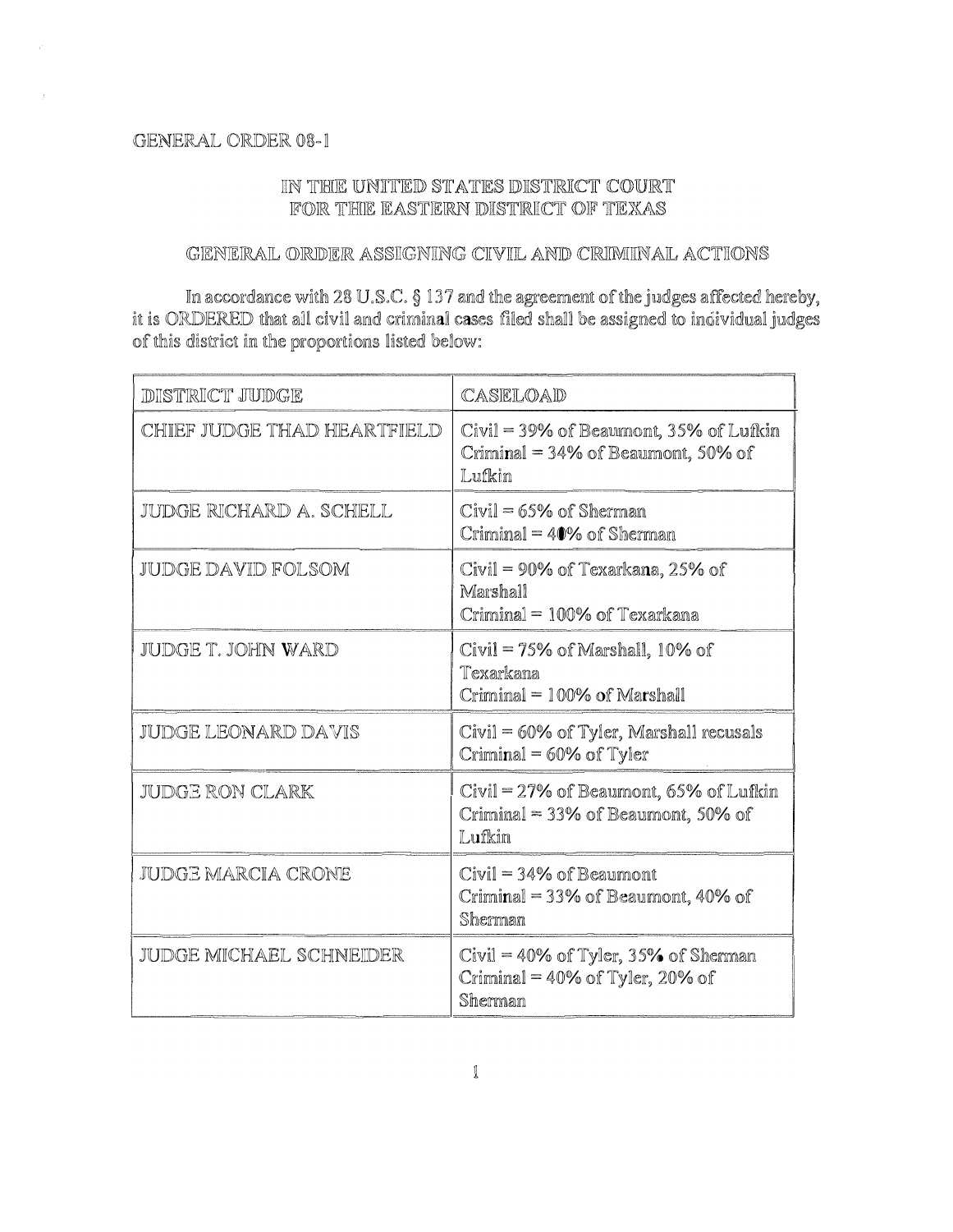GENERAL ORDER 08-1

# IN THE UNITED STATES DISTRICT COURT
# FOR THE EASTERN DISTRICT OF TEXAS

## GENERAL ORDER ASSIGNING CIVIL AND CRIMINAL ACTIONS

In accordance with 28 U.S.C. § 137 and the agreement of the judges affected hereby, it is ORDERED that all civil and criminal cases filed shall be assigned to individual judges of this district in the proportions listed below:

| DISTRICT JUDGE | CASELOAD |
| --- | --- |
| CHIEF JUDGE THAD HEARTFIELD | Civil = 39% of Beaumont, 35% of Lufkin<br>Criminal = 34% of Beaumont, 50% of Lufkin |
| JUDGE RICHARD A. SCHELL | Civil = 65% of Sherman<br>Criminal = 40% of Sherman |
| JUDGE DAVID FOLSOM | Civil = 90% of Texarkana, 25% of Marshall<br>Criminal = 100% of Texarkana |
| JUDGE T. JOHN WARD | Civil = 75% of Marshall, 10% of Texarkana<br>Criminal = 100% of Marshall |
| JUDGE LEONARD DAVIS | Civil = 60% of Tyler, Marshall recusals<br>Criminal = 60% of Tyler |
| JUDGE RON CLARK | Civil = 27% of Beaumont, 65% of Lufkin<br>Criminal = 33% of Beaumont, 50% of Lufkin |
| JUDGE MARCIA CRONE | Civil = 34% of Beaumont<br>Criminal = 33% of Beaumont, 40% of Sherman |
| JUDGE MICHAEL SCHNEIDER | Civil = 40% of Tyler, 35% of Sherman<br>Criminal = 40% of Tyler, 20% of Sherman |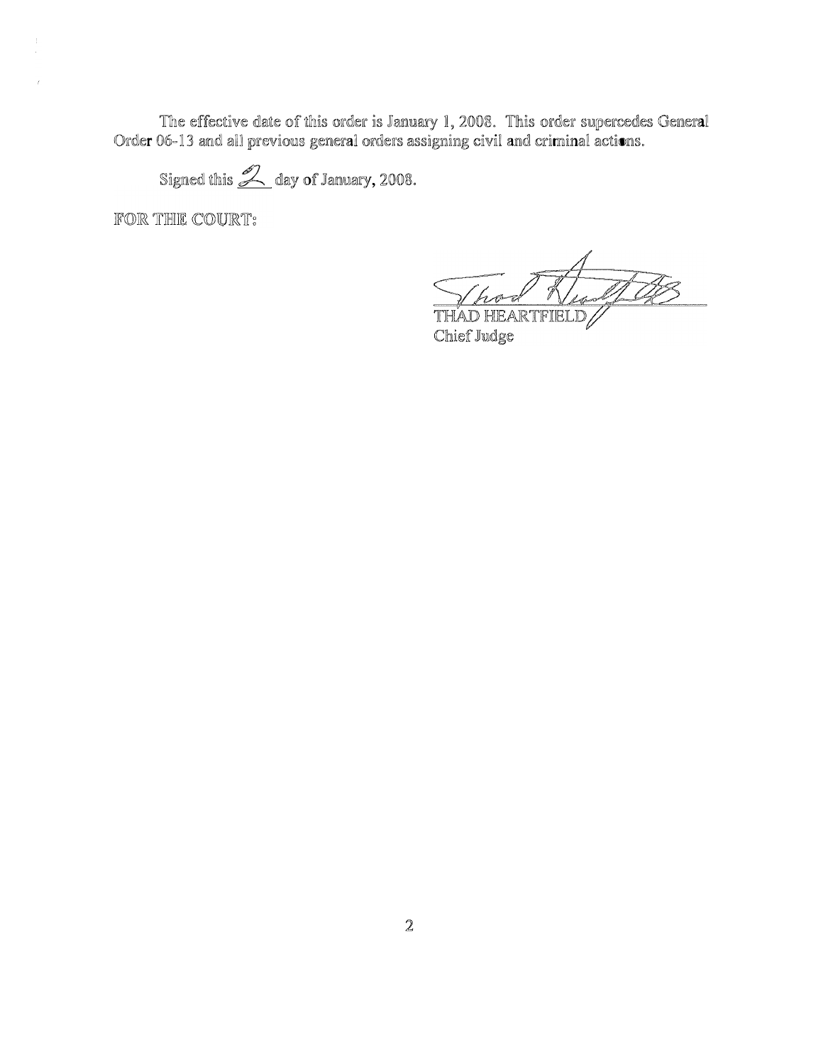The effective date of this order is January 1, 2008. This order supercedes General Order 06-13 and all previous general orders assigning civil and criminal actions.

Signed this 2 day of January, 2008.

FOR THE COURT:

THAD HEARTFIELD
Chief Judge